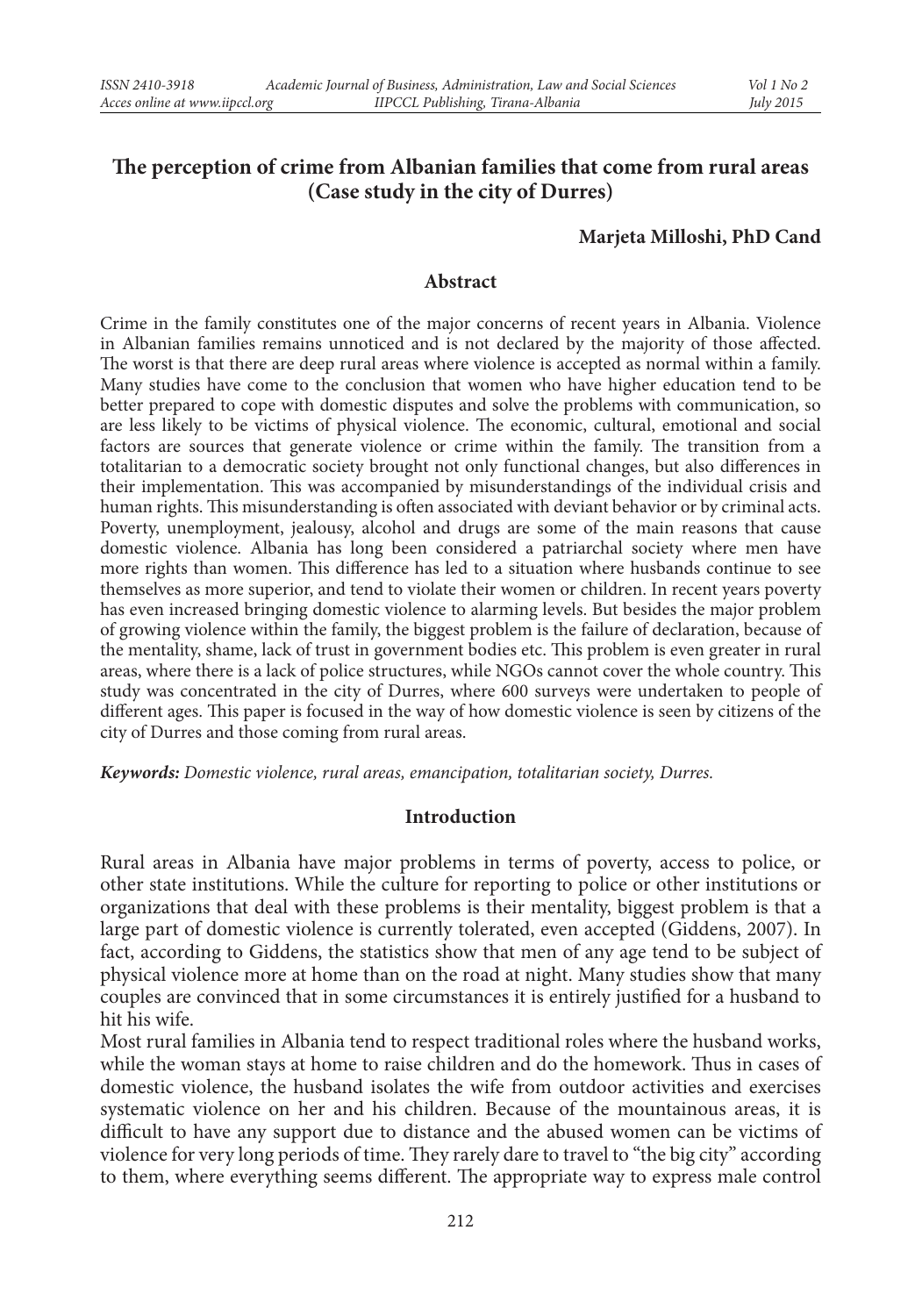# The perception of crime from Albanian families that come from rural areas (Case study in the city of Durres)

**Marjeta Milloshi, PhD Cand**

## Abstract

Crime in the family constitutes one of the major concerns of recent years in Albania. Violence in Albanian families remains unnoticed and is not declared by the majority of those affected. The worst is that there are deep rural areas where violence is accepted as normal within a family. Many studies have come to the conclusion that women who have higher education tend to be better prepared to cope with domestic disputes and solve the problems with communication, so are less likely to be victims of physical violence. The economic, cultural, emotional and social factors are sources that generate violence or crime within the family. The transition from a totalitarian to a democratic society brought not only functional changes, but also differences in their implementation. This was accompanied by misunderstandings of the individual crisis and human rights. This misunderstanding is often associated with deviant behavior or by criminal acts. Poverty, unemployment, jealousy, alcohol and drugs are some of the main reasons that cause domestic violence. Albania has long been considered a patriarchal society where men have more rights than women. This difference has led to a situation where husbands continue to see themselves as more superior, and tend to violate their women or children. In recent years poverty has even increased bringing domestic violence to alarming levels. But besides the major problem of growing violence within the family, the biggest problem is the failure of declaration, because of the mentality, shame, lack of trust in government bodies etc. This problem is even greater in rural areas, where there is a lack of police structures, while NGOs cannot cover the whole country. This study was concentrated in the city of Durres, where 600 surveys were undertaken to people of different ages. This paper is focused in the way of how domestic violence is seen by citizens of the city of Durres and those coming from rural areas.

***Keywords:*** *Domestic violence, rural areas, emancipation, totalitarian society, Durres.*

## Introduction

Rural areas in Albania have major problems in terms of poverty, access to police, or other state institutions. While the culture for reporting to police or other institutions or organizations that deal with these problems is their mentality, biggest problem is that a large part of domestic violence is currently tolerated, even accepted (Giddens, 2007). In fact, according to Giddens, the statistics show that men of any age tend to be subject of physical violence more at home than on the road at night. Many studies show that many couples are convinced that in some circumstances it is entirely justified for a husband to hit his wife.

Most rural families in Albania tend to respect traditional roles where the husband works, while the woman stays at home to raise children and do the homework. Thus in cases of domestic violence, the husband isolates the wife from outdoor activities and exercises systematic violence on her and his children. Because of the mountainous areas, it is difficult to have any support due to distance and the abused women can be victims of violence for very long periods of time. They rarely dare to travel to "the big city" according to them, where everything seems different. The appropriate way to express male control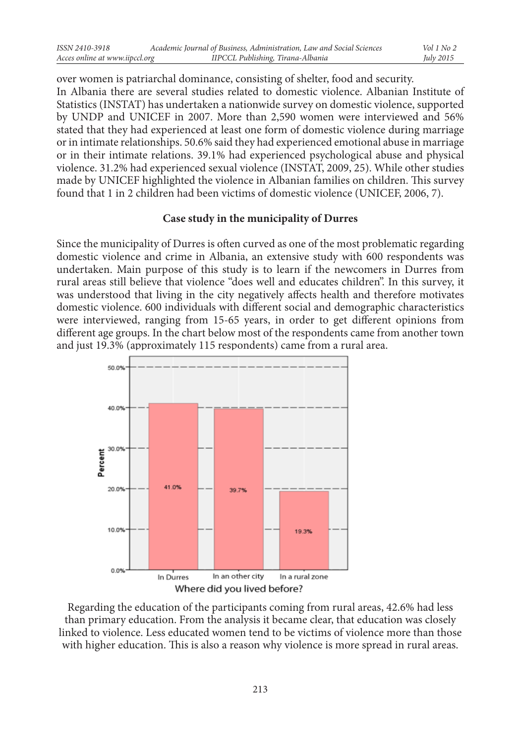over women is patriarchal dominance, consisting of shelter, food and security.

In Albania there are several studies related to domestic violence. Albanian Institute of Statistics (INSTAT) has undertaken a nationwide survey on domestic violence, supported by UNDP and UNICEF in 2007. More than 2,590 women were interviewed and 56% stated that they had experienced at least one form of domestic violence during marriage or in intimate relationships. 50.6% said they had experienced emotional abuse in marriage or in their intimate relations. 39.1% had experienced psychological abuse and physical violence. 31.2% had experienced sexual violence (INSTAT, 2009, 25). While other studies made by UNICEF highlighted the violence in Albanian families on children. This survey found that 1 in 2 children had been victims of domestic violence (UNICEF, 2006, 7).

## Case study in the municipality of Durres

Since the municipality of Durres is often curved as one of the most problematic regarding domestic violence and crime in Albania, an extensive study with 600 respondents was undertaken. Main purpose of this study is to learn if the newcomers in Durres from rural areas still believe that violence "does well and educates children". In this survey, it was understood that living in the city negatively affects health and therefore motivates domestic violence. 600 individuals with different social and demographic characteristics were interviewed, ranging from 15-65 years, in order to get different opinions from different age groups. In the chart below most of the respondents came from another town and just 19.3% (approximately 115 respondents) came from a rural area.

| Where did you lived before? | Percent |
|---|---|
| In Durres | 41.0% |
| In an other city | 39.7% |
| In a rural zone | 19.3% |

Regarding the education of the participants coming from rural areas, 42.6% had less than primary education. From the analysis it became clear, that education was closely linked to violence. Less educated women tend to be victims of violence more than those with higher education. This is also a reason why violence is more spread in rural areas.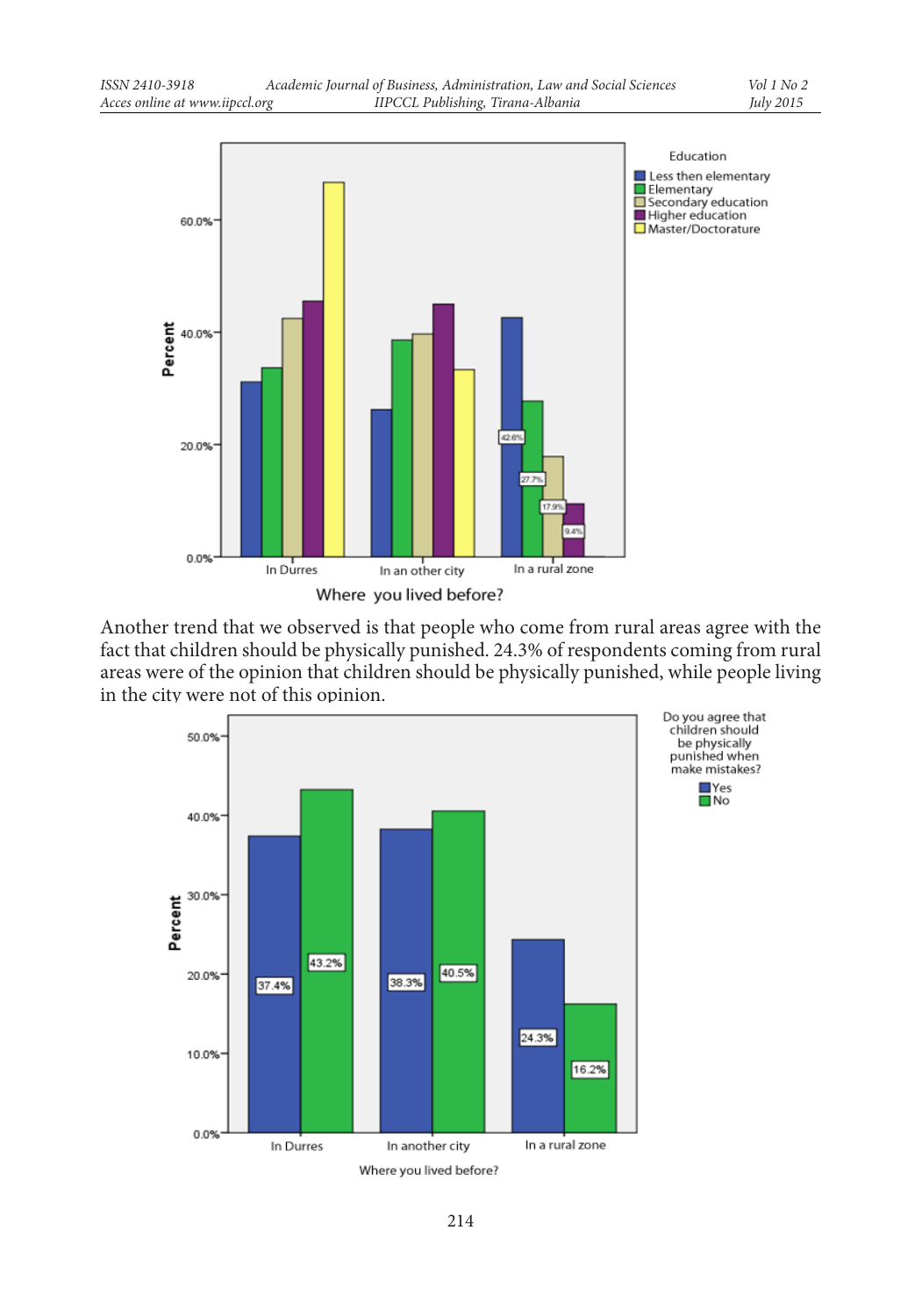Another trend that we observed is that people who come from rural areas agree with the fact that children should be physically punished. 24.3% of respondents coming from rural areas were of the opinion that children should be physically punished, while people living in the city were not of this opinion.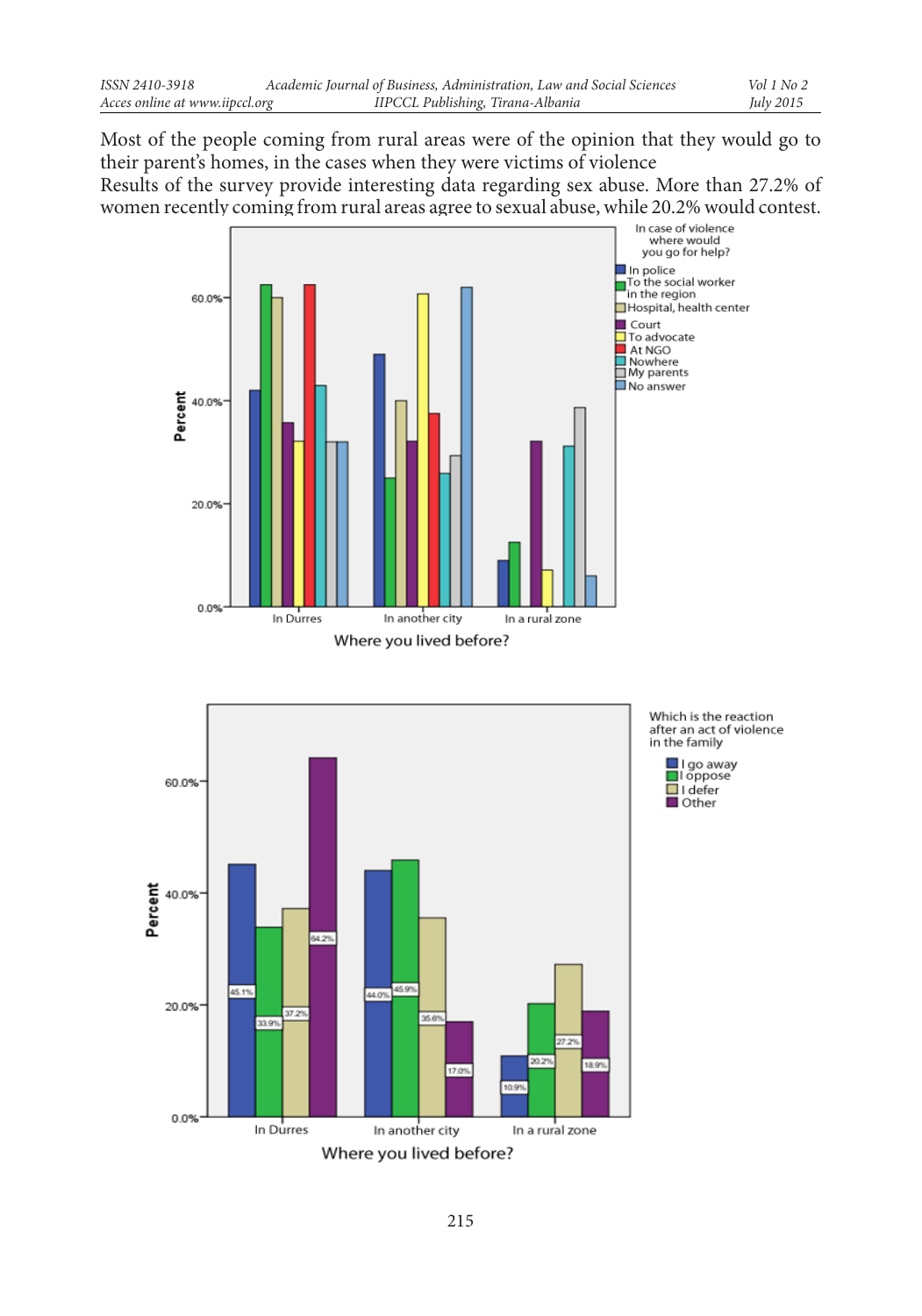Most of the people coming from rural areas were of the opinion that they would go to their parent's homes, in the cases when they were victims of violence

Results of the survey provide interesting data regarding sex abuse. More than 27.2% of women recently coming from rural areas agree to sexual abuse, while 20.2% would contest.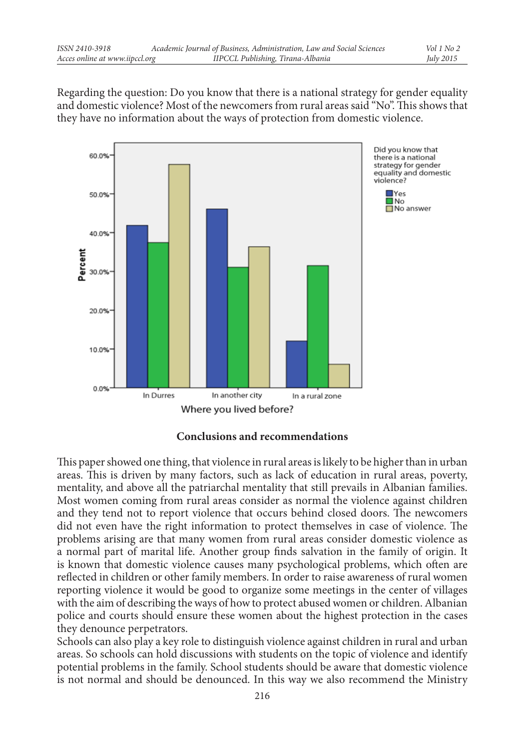Regarding the question: Do you know that there is a national strategy for gender equality and domestic violence? Most of the newcomers from rural areas said "No". This shows that they have no information about the ways of protection from domestic violence.

## Conclusions and recommendations

This paper showed one thing, that violence in rural areas is likely to be higher than in urban areas. This is driven by many factors, such as lack of education in rural areas, poverty, mentality, and above all the patriarchal mentality that still prevails in Albanian families. Most women coming from rural areas consider as normal the violence against children and they tend not to report violence that occurs behind closed doors. The newcomers did not even have the right information to protect themselves in case of violence. The problems arising are that many women from rural areas consider domestic violence as a normal part of marital life. Another group finds salvation in the family of origin. It is known that domestic violence causes many psychological problems, which often are reflected in children or other family members. In order to raise awareness of rural women reporting violence it would be good to organize some meetings in the center of villages with the aim of describing the ways of how to protect abused women or children. Albanian police and courts should ensure these women about the highest protection in the cases they denounce perpetrators.

Schools can also play a key role to distinguish violence against children in rural and urban areas. So schools can hold discussions with students on the topic of violence and identify potential problems in the family. School students should be aware that domestic violence is not normal and should be denounced. In this way we also recommend the Ministry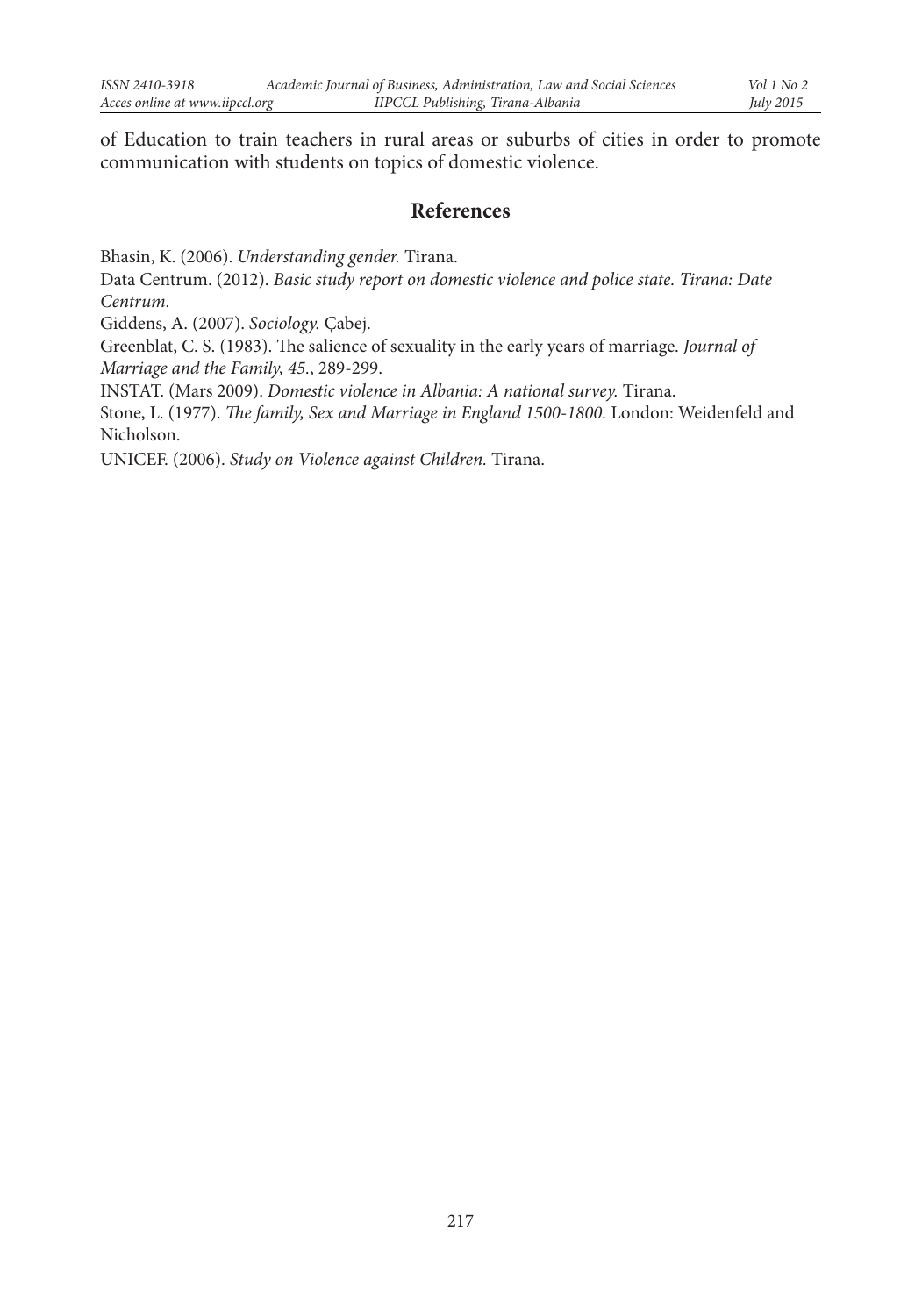of Education to train teachers in rural areas or suburbs of cities in order to promote communication with students on topics of domestic violence.

## References

Bhasin, K. (2006). *Understanding gender.* Tirana.

Data Centrum. (2012). *Basic study report on domestic violence and police state. Tirana: Date Centrum.*

Giddens, A. (2007). *Sociology.* Çabej.

Greenblat, C. S. (1983). The salience of sexuality in the early years of marriage. *Journal of Marriage and the Family, 45.*, 289-299.

INSTAT. (Mars 2009). *Domestic violence in Albania: A national survey.* Tirana.

Stone, L. (1977). *The family, Sex and Marriage in England 1500-1800.* London: Weidenfeld and Nicholson.

UNICEF. (2006). *Study on Violence against Children.* Tirana.